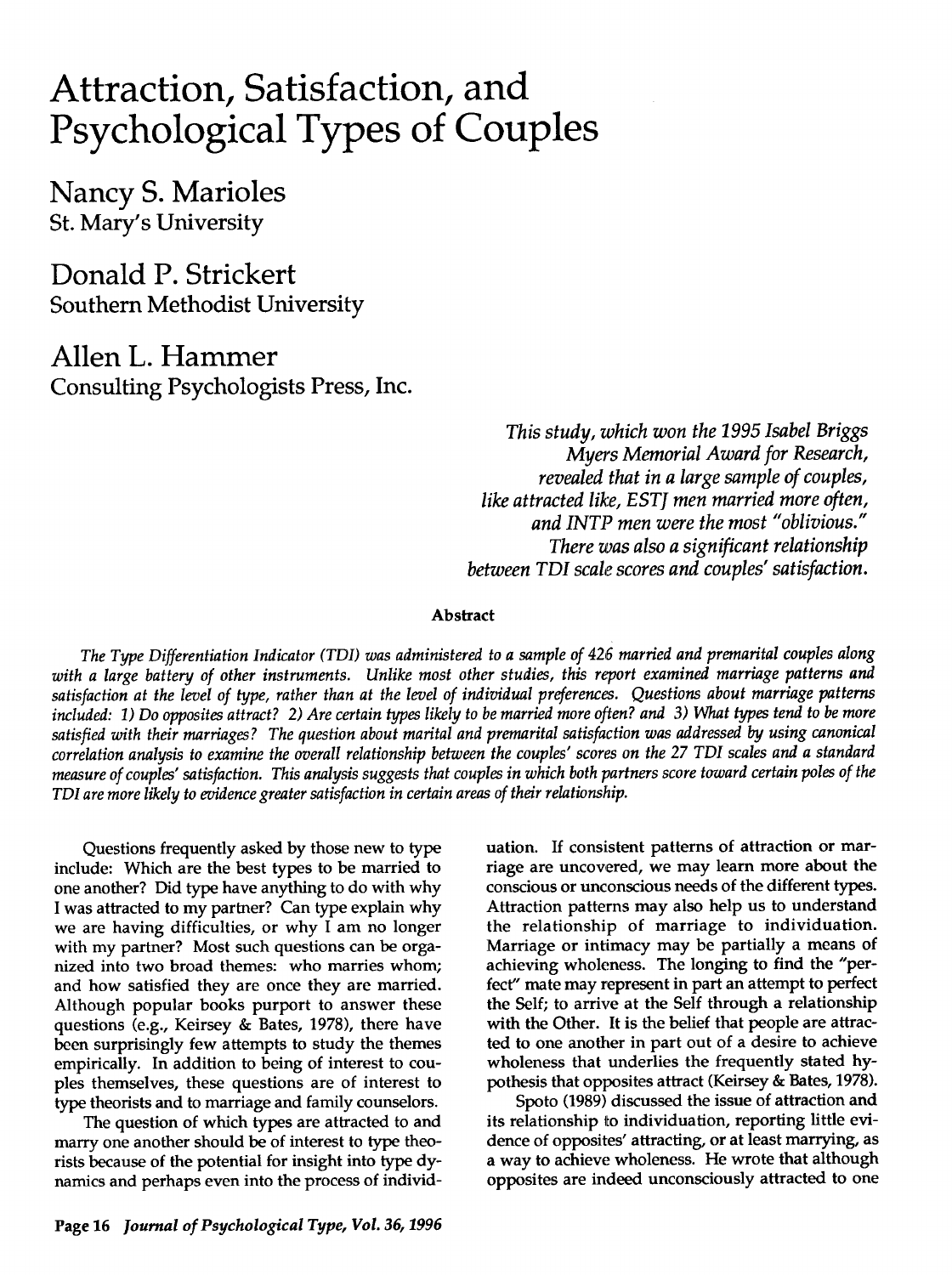# Attraction, Satisfaction, and Psychological Types of Couples

## Nancy S. Marioles
St. Mary's University

## Donald P. Strickert
Southern Methodist University

## Allen L. Hammer
Consulting Psychologists Press, Inc.

*This study, which won the 1995 Isabel Briggs Myers Memorial Award for Research, revealed that in a large sample of couples, like attracted like, ESTJ men married more often, and INTP men were the most "oblivious." There was also a significant relationship between TDI scale scores and couples' satisfaction.*

### Abstract

*The Type Differentiation Indicator (TDI) was administered to a sample of 426 married and premarital couples along with a large battery of other instruments. Unlike most other studies, this report examined marriage patterns and satisfaction at the level of type, rather than at the level of individual preferences. Questions about marriage patterns included: 1) Do opposites attract? 2) Are certain types likely to be married more often? and 3) What types tend to be more satisfied with their marriages? The question about marital and premarital satisfaction was addressed by using canonical correlation analysis to examine the overall relationship between the couples' scores on the 27 TDI scales and a standard measure of couples' satisfaction. This analysis suggests that couples in which both partners score toward certain poles of the TDI are more likely to evidence greater satisfaction in certain areas of their relationship.*

Questions frequently asked by those new to type include: Which are the best types to be married to one another? Did type have anything to do with why I was attracted to my partner? Can type explain why we are having difficulties, or why I am no longer with my partner? Most such questions can be organized into two broad themes: who marries whom; and how satisfied they are once they are married. Although popular books purport to answer these questions (e.g., Keirsey & Bates, 1978), there have been surprisingly few attempts to study the themes empirically. In addition to being of interest to couples themselves, these questions are of interest to type theorists and to marriage and family counselors.

The question of which types are attracted to and marry one another should be of interest to type theorists because of the potential for insight into type dynamics and perhaps even into the process of individuation. If consistent patterns of attraction or marriage are uncovered, we may learn more about the conscious or unconscious needs of the different types. Attraction patterns may also help us to understand the relationship of marriage to individuation. Marriage or intimacy may be partially a means of achieving wholeness. The longing to find the "perfect" mate may represent in part an attempt to perfect the Self; to arrive at the Self through a relationship with the Other. It is the belief that people are attracted to one another in part out of a desire to achieve wholeness that underlies the frequently stated hypothesis that opposites attract (Keirsey & Bates, 1978).

Spoto (1989) discussed the issue of attraction and its relationship to individuation, reporting little evidence of opposites' attracting, or at least marrying, as a way to achieve wholeness. He wrote that although opposites are indeed unconsciously attracted to one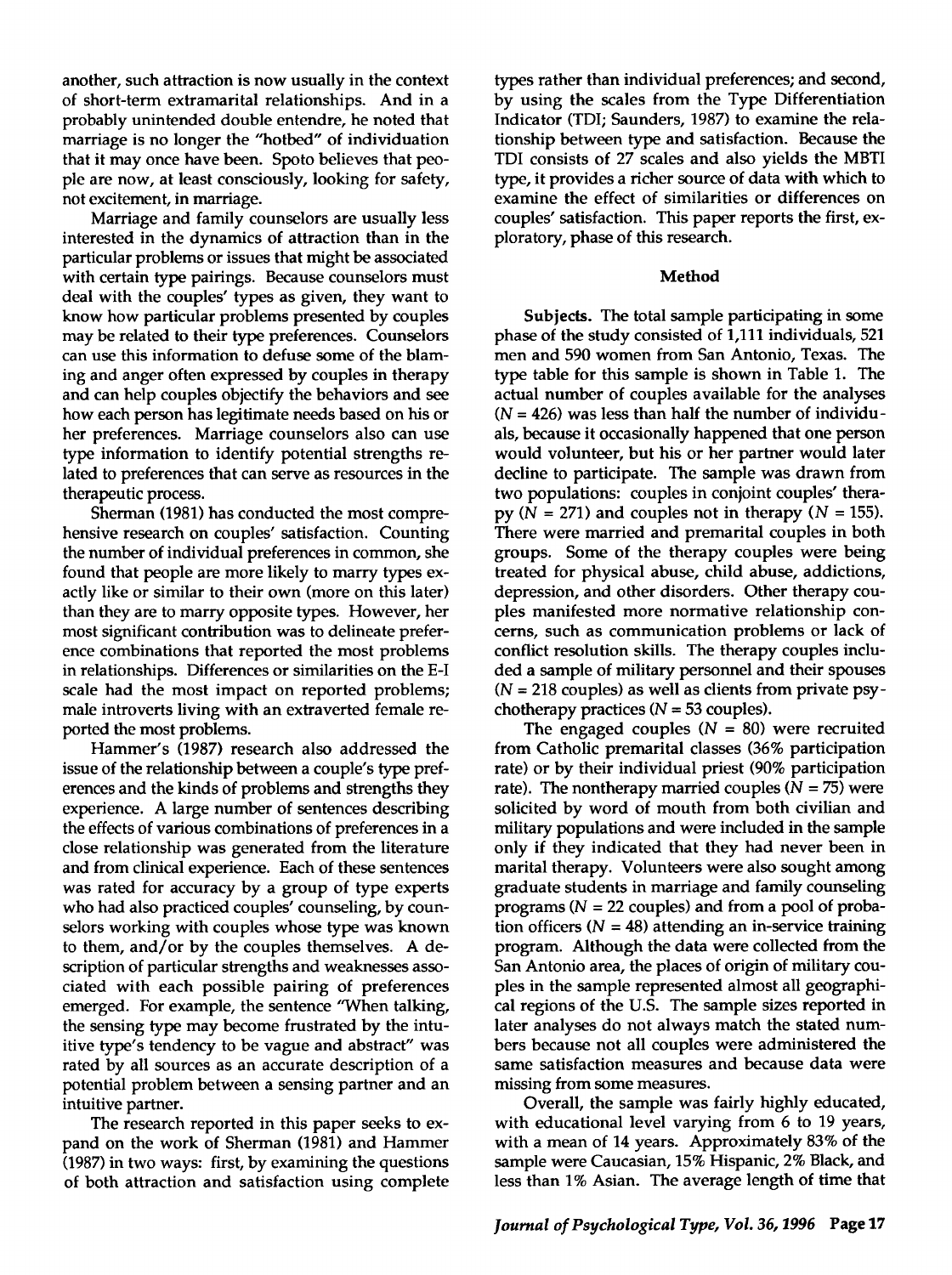another, such attraction is now usually in the context of short-term extramarital relationships. And in a probably unintended double entendre, he noted that marriage is no longer the "hotbed" of individuation that it may once have been. Spoto believes that people are now, at least consciously, looking for safety, not excitement, in marriage.

Marriage and family counselors are usually less interested in the dynamics of attraction than in the particular problems or issues that might be associated with certain type pairings. Because counselors must deal with the couples' types as given, they want to know how particular problems presented by couples may be related to their type preferences. Counselors can use this information to defuse some of the blaming and anger often expressed by couples in therapy and can help couples objectify the behaviors and see how each person has legitimate needs based on his or her preferences. Marriage counselors also can use type information to identify potential strengths related to preferences that can serve as resources in the therapeutic process.

Sherman (1981) has conducted the most comprehensive research on couples' satisfaction. Counting the number of individual preferences in common, she found that people are more likely to marry types exactly like or similar to their own (more on this later) than they are to marry opposite types. However, her most significant contribution was to delineate preference combinations that reported the most problems in relationships. Differences or similarities on the E-I scale had the most impact on reported problems; male introverts living with an extraverted female reported the most problems.

Hammer's (1987) research also addressed the issue of the relationship between a couple's type preferences and the kinds of problems and strengths they experience. A large number of sentences describing the effects of various combinations of preferences in a close relationship was generated from the literature and from clinical experience. Each of these sentences was rated for accuracy by a group of type experts who had also practiced couples' counseling, by counselors working with couples whose type was known to them, and/or by the couples themselves. A description of particular strengths and weaknesses associated with each possible pairing of preferences emerged. For example, the sentence "When talking, the sensing type may become frustrated by the intuitive type's tendency to be vague and abstract" was rated by all sources as an accurate description of a potential problem between a sensing partner and an intuitive partner.

The research reported in this paper seeks to expand on the work of Sherman (1981) and Hammer (1987) in two ways: first, by examining the questions of both attraction and satisfaction using complete types rather than individual preferences; and second, by using the scales from the Type Differentiation Indicator (TDI; Saunders, 1987) to examine the relationship between type and satisfaction. Because the TDI consists of 27 scales and also yields the MBTI type, it provides a richer source of data with which to examine the effect of similarities or differences on couples' satisfaction. This paper reports the first, exploratory, phase of this research.

## Method

**Subjects.** The total sample participating in some phase of the study consisted of 1,111 individuals, 521 men and 590 women from San Antonio, Texas. The type table for this sample is shown in Table 1. The actual number of couples available for the analyses ($N = 426$) was less than half the number of individuals, because it occasionally happened that one person would volunteer, but his or her partner would later decline to participate. The sample was drawn from two populations: couples in conjoint couples' therapy ($N = 271$) and couples not in therapy ($N = 155$). There were married and premarital couples in both groups. Some of the therapy couples were being treated for physical abuse, child abuse, addictions, depression, and other disorders. Other therapy couples manifested more normative relationship concerns, such as communication problems or lack of conflict resolution skills. The therapy couples included a sample of military personnel and their spouses ($N = 218$ couples) as well as clients from private psychotherapy practices ($N = 53$ couples).

The engaged couples ($N = 80$) were recruited from Catholic premarital classes (36% participation rate) or by their individual priest (90% participation rate). The nontherapy married couples ($N = 75$) were solicited by word of mouth from both civilian and military populations and were included in the sample only if they indicated that they had never been in marital therapy. Volunteers were also sought among graduate students in marriage and family counseling programs ($N = 22$ couples) and from a pool of probation officers ($N = 48$) attending an in-service training program. Although the data were collected from the San Antonio area, the places of origin of military couples in the sample represented almost all geographical regions of the U.S. The sample sizes reported in later analyses do not always match the stated numbers because not all couples were administered the same satisfaction measures and because data were missing from some measures.

Overall, the sample was fairly highly educated, with educational level varying from 6 to 19 years, with a mean of 14 years. Approximately 83% of the sample were Caucasian, 15% Hispanic, 2% Black, and less than 1% Asian. The average length of time that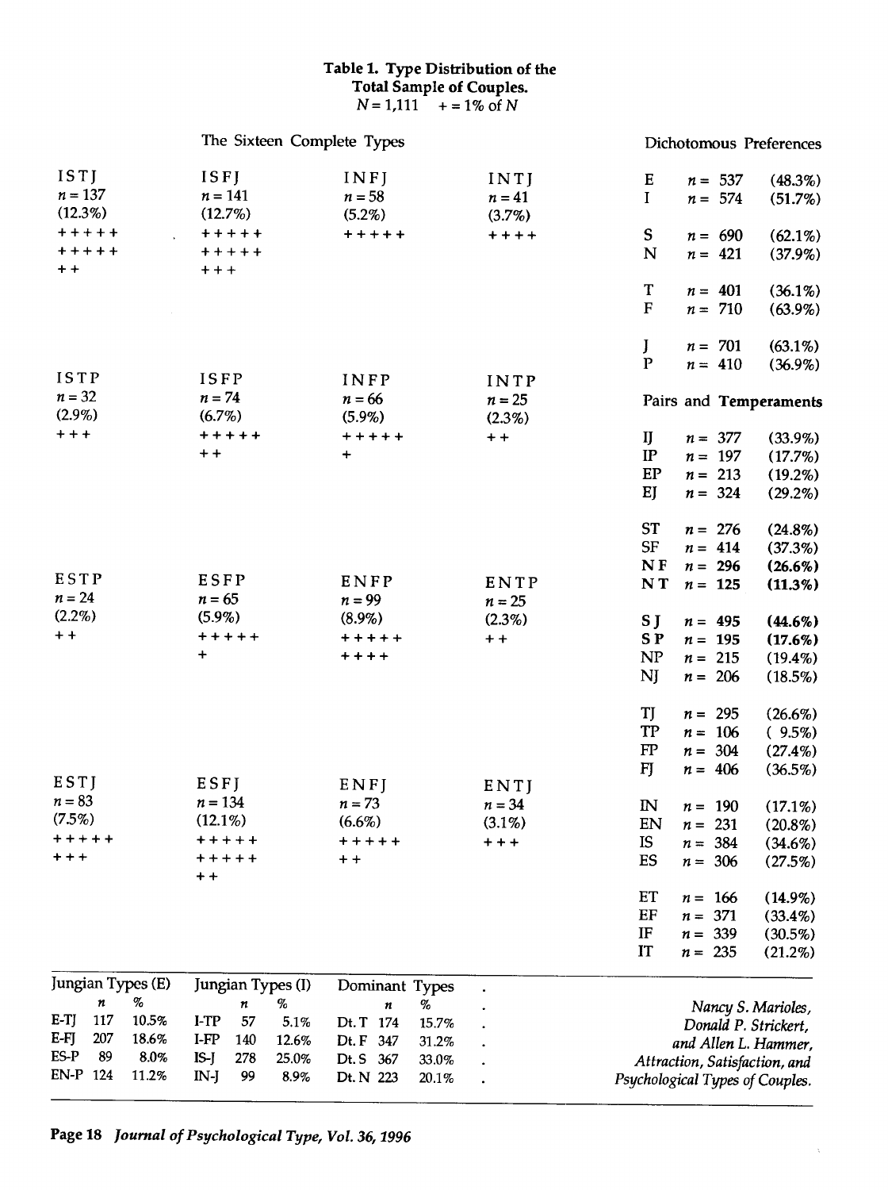**Table 1. Type Distribution of the Total Sample of Couples.**
$N = 1{,}111$ + = 1% of $N$

**The Sixteen Complete Types**

| ISTJ | ISFJ | INFJ | INTJ |
|---|---|---|---|
| $n = 137$ | $n = 141$ | $n = 58$ | $n = 41$ |
| (12.3%) | (12.7%) | (5.2%) | (3.7%) |
| + + + + + + + + + + + + | + + + + + + + + + + + + + | + + + + + | + + + + |
| **ISTP** | **ISFP** | **INFP** | **INTP** |
| $n = 32$ | $n = 74$ | $n = 66$ | $n = 25$ |
| (2.9%) | (6.7%) | (5.9%) | (2.3%) |
| + + + | + + + + + + + | + + + + + + | + + |
| **ESTP** | **ESFP** | **ENFP** | **ENTP** |
| $n = 24$ | $n = 65$ | $n = 99$ | $n = 25$ |
| (2.2%) | (5.9%) | (8.9%) | (2.3%) |
| + + | + + + + + + | + + + + + + + + + | + + |
| **ESTJ** | **ESFJ** | **ENFJ** | **ENTJ** |
| $n = 83$ | $n = 134$ | $n = 73$ | $n = 34$ |
| (7.5%) | (12.1%) | (6.6%) | (3.1%) |
| + + + + + + + + | + + + + + + + + + + + + | + + + + + + + | + + + |

**Dichotomous Preferences**

| | | |
|---|---|---|
| E | $n = 537$ | (48.3%) |
| I | $n = 574$ | (51.7%) |
| S | $n = 690$ | (62.1%) |
| N | $n = 421$ | (37.9%) |
| T | $n = 401$ | (36.1%) |
| F | $n = 710$ | (63.9%) |
| J | $n = 701$ | (63.1%) |
| P | $n = 410$ | (36.9%) |

**Pairs and Temperaments**

| | | |
|---|---|---|
| IJ | $n = 377$ | (33.9%) |
| IP | $n = 197$ | (17.7%) |
| EP | $n = 213$ | (19.2%) |
| EJ | $n = 324$ | (29.2%) |
| ST | $n = 276$ | (24.8%) |
| SF | $n = 414$ | (37.3%) |
| **NF** | $n = 296$ | **(26.6%)** |
| **NT** | $n = 125$ | **(11.3%)** |
| **SJ** | $n = 495$ | **(44.6%)** |
| **SP** | $n = 195$ | **(17.6%)** |
| NP | $n = 215$ | (19.4%) |
| NJ | $n = 206$ | (18.5%) |
| TJ | $n = 295$ | (26.6%) |
| TP | $n = 106$ | (9.5%) |
| FP | $n = 304$ | (27.4%) |
| FJ | $n = 406$ | (36.5%) |
| IN | $n = 190$ | (17.1%) |
| EN | $n = 231$ | (20.8%) |
| IS | $n = 384$ | (34.6%) |
| ES | $n = 306$ | (27.5%) |
| ET | $n = 166$ | (14.9%) |
| EF | $n = 371$ | (33.4%) |
| IF | $n = 339$ | (30.5%) |
| IT | $n = 235$ | (21.2%) |

| Jungian Types (E) | $n$ | % | Jungian Types (I) | $n$ | % | Dominant Types | $n$ | % |
|---|---|---|---|---|---|---|---|---|
| E-TJ | 117 | 10.5% | I-TP | 57 | 5.1% | Dt. T | 174 | 15.7% |
| E-FJ | 207 | 18.6% | I-FP | 140 | 12.6% | Dt. F | 347 | 31.2% |
| ES-P | 89 | 8.0% | IS-J | 278 | 25.0% | Dt. S | 367 | 33.0% |
| EN-P | 124 | 11.2% | IN-J | 99 | 8.9% | Dt. N | 223 | 20.1% |

*Nancy S. Marioles, Donald P. Strickert, and Allen L. Hammer, Attraction, Satisfaction, and Psychological Types of Couples.*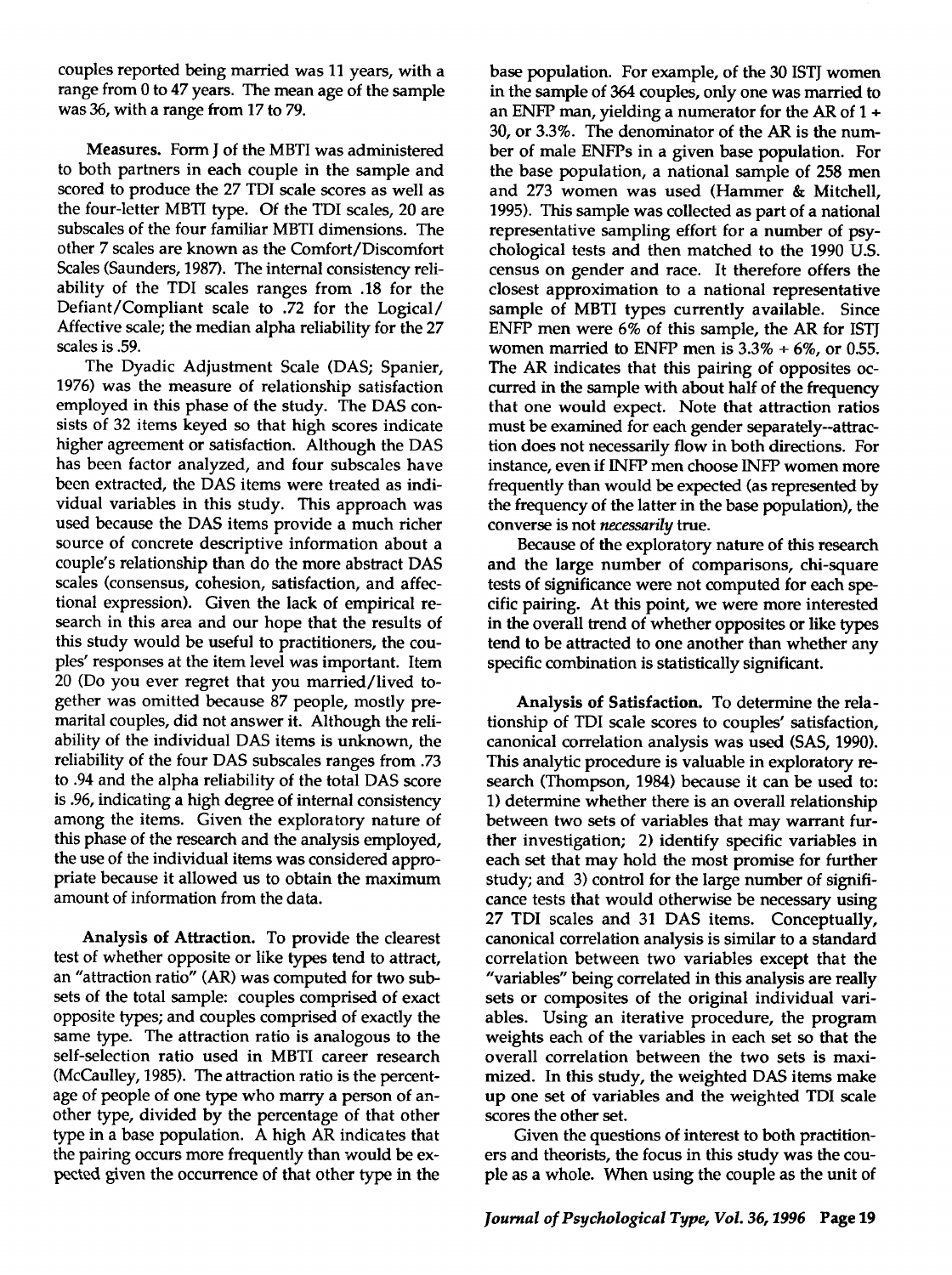couples reported being married was 11 years, with a range from 0 to 47 years. The mean age of the sample was 36, with a range from 17 to 79.

**Measures.** Form J of the MBTI was administered to both partners in each couple in the sample and scored to produce the 27 TDI scale scores as well as the four-letter MBTI type. Of the TDI scales, 20 are subscales of the four familiar MBTI dimensions. The other 7 scales are known as the Comfort/Discomfort Scales (Saunders, 1987). The internal consistency reliability of the TDI scales ranges from .18 for the Defiant/Compliant scale to .72 for the Logical/Affective scale; the median alpha reliability for the 27 scales is .59.

The Dyadic Adjustment Scale (DAS; Spanier, 1976) was the measure of relationship satisfaction employed in this phase of the study. The DAS consists of 32 items keyed so that high scores indicate higher agreement or satisfaction. Although the DAS has been factor analyzed, and four subscales have been extracted, the DAS items were treated as individual variables in this study. This approach was used because the DAS items provide a much richer source of concrete descriptive information about a couple's relationship than do the more abstract DAS scales (consensus, cohesion, satisfaction, and affectional expression). Given the lack of empirical research in this area and our hope that the results of this study would be useful to practitioners, the couples' responses at the item level was important. Item 20 (Do you ever regret that you married/lived together was omitted because 87 people, mostly premarital couples, did not answer it. Although the reliability of the individual DAS items is unknown, the reliability of the four DAS subscales ranges from .73 to .94 and the alpha reliability of the total DAS score is .96, indicating a high degree of internal consistency among the items. Given the exploratory nature of this phase of the research and the analysis employed, the use of the individual items was considered appropriate because it allowed us to obtain the maximum amount of information from the data.

**Analysis of Attraction.** To provide the clearest test of whether opposite or like types tend to attract, an "attraction ratio" (AR) was computed for two subsets of the total sample: couples comprised of exact opposite types; and couples comprised of exactly the same type. The attraction ratio is analogous to the self-selection ratio used in MBTI career research (McCaulley, 1985). The attraction ratio is the percentage of people of one type who marry a person of another type, divided by the percentage of that other type in a base population. A high AR indicates that the pairing occurs more frequently than would be expected given the occurrence of that other type in the base population. For example, of the 30 ISTJ women in the sample of 364 couples, only one was married to an ENFP man, yielding a numerator for the AR of 1 ÷ 30, or 3.3%. The denominator of the AR is the number of male ENFPs in a given base population. For the base population, a national sample of 258 men and 273 women was used (Hammer & Mitchell, 1995). This sample was collected as part of a national representative sampling effort for a number of psychological tests and then matched to the 1990 U.S. census on gender and race. It therefore offers the closest approximation to a national representative sample of MBTI types currently available. Since ENFP men were 6% of this sample, the AR for ISTJ women married to ENFP men is 3.3% ÷ 6%, or 0.55. The AR indicates that this pairing of opposites occurred in the sample with about half of the frequency that one would expect. Note that attraction ratios must be examined for each gender separately--attraction does not necessarily flow in both directions. For instance, even if INFP men choose INFP women more frequently than would be expected (as represented by the frequency of the latter in the base population), the converse is not *necessarily* true.

Because of the exploratory nature of this research and the large number of comparisons, chi-square tests of significance were not computed for each specific pairing. At this point, we were more interested in the overall trend of whether opposites or like types tend to be attracted to one another than whether any specific combination is statistically significant.

**Analysis of Satisfaction.** To determine the relationship of TDI scale scores to couples' satisfaction, canonical correlation analysis was used (SAS, 1990). This analytic procedure is valuable in exploratory research (Thompson, 1984) because it can be used to: 1) determine whether there is an overall relationship between two sets of variables that may warrant further investigation; 2) identify specific variables in each set that may hold the most promise for further study; and 3) control for the large number of significance tests that would otherwise be necessary using 27 TDI scales and 31 DAS items. Conceptually, canonical correlation analysis is similar to a standard correlation between two variables except that the "variables" being correlated in this analysis are really sets or composites of the original individual variables. Using an iterative procedure, the program weights each of the variables in each set so that the overall correlation between the two sets is maximized. In this study, the weighted DAS items make up one set of variables and the weighted TDI scale scores the other set.

Given the questions of interest to both practitioners and theorists, the focus in this study was the couple as a whole. When using the couple as the unit of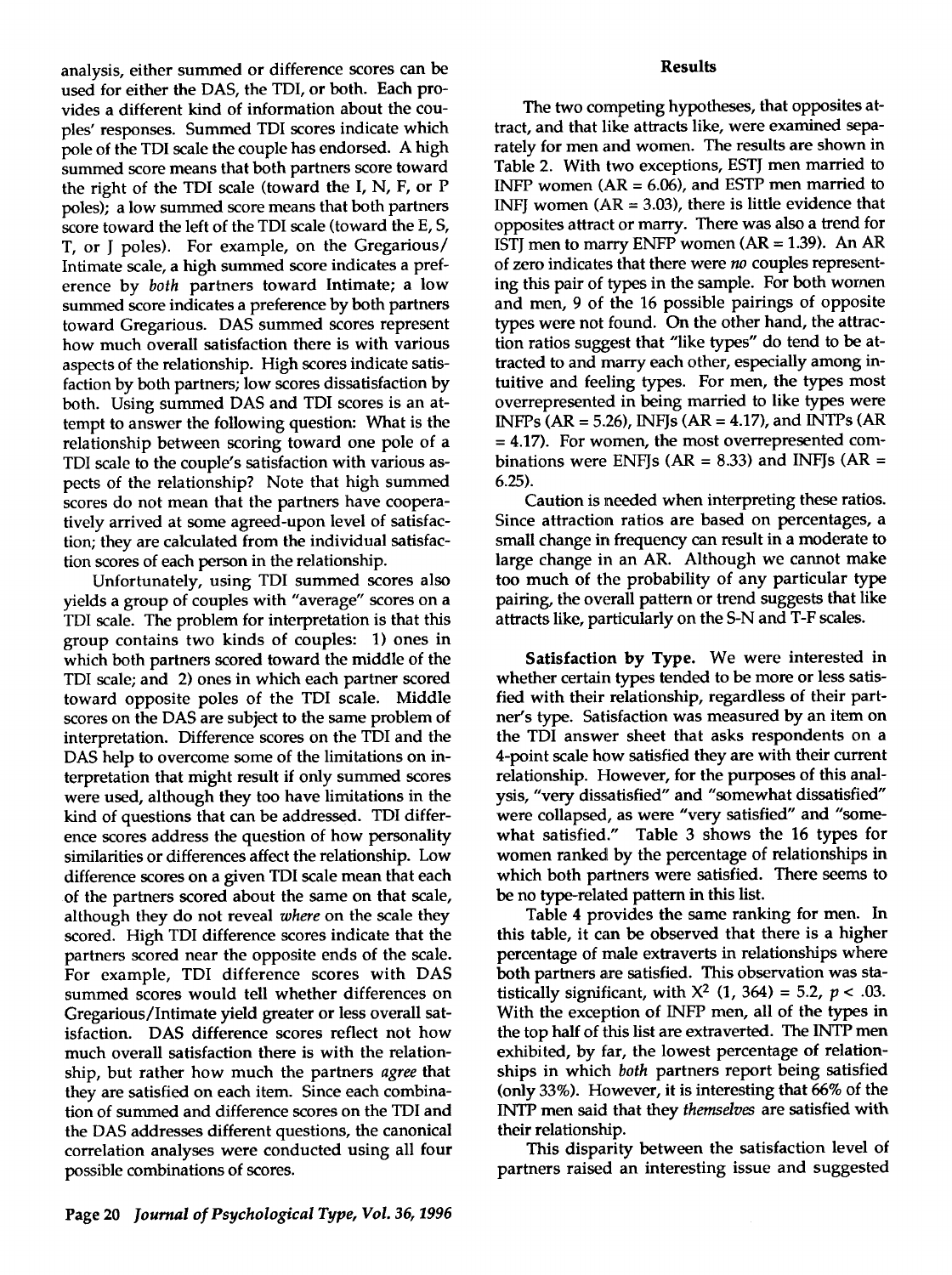analysis, either summed or difference scores can be used for either the DAS, the TDI, or both. Each provides a different kind of information about the couples' responses. Summed TDI scores indicate which pole of the TDI scale the couple has endorsed. A high summed score means that both partners score toward the right of the TDI scale (toward the I, N, F, or P poles); a low summed score means that both partners score toward the left of the TDI scale (toward the E, S, T, or J poles). For example, on the Gregarious/Intimate scale, a high summed score indicates a preference by *both* partners toward Intimate; a low summed score indicates a preference by both partners toward Gregarious. DAS summed scores represent how much overall satisfaction there is with various aspects of the relationship. High scores indicate satisfaction by both partners; low scores dissatisfaction by both. Using summed DAS and TDI scores is an attempt to answer the following question: What is the relationship between scoring toward one pole of a TDI scale to the couple's satisfaction with various aspects of the relationship? Note that high summed scores do not mean that the partners have cooperatively arrived at some agreed-upon level of satisfaction; they are calculated from the individual satisfaction scores of each person in the relationship.

Unfortunately, using TDI summed scores also yields a group of couples with "average" scores on a TDI scale. The problem for interpretation is that this group contains two kinds of couples: 1) ones in which both partners scored toward the middle of the TDI scale; and 2) ones in which each partner scored toward opposite poles of the TDI scale. Middle scores on the DAS are subject to the same problem of interpretation. Difference scores on the TDI and the DAS help to overcome some of the limitations on interpretation that might result if only summed scores were used, although they too have limitations in the kind of questions that can be addressed. TDI difference scores address the question of how personality similarities or differences affect the relationship. Low difference scores on a given TDI scale mean that each of the partners scored about the same on that scale, although they do not reveal *where* on the scale they scored. High TDI difference scores indicate that the partners scored near the opposite ends of the scale. For example, TDI difference scores with DAS summed scores would tell whether differences on Gregarious/Intimate yield greater or less overall satisfaction. DAS difference scores reflect not how much overall satisfaction there is with the relationship, but rather how much the partners *agree* that they are satisfied on each item. Since each combination of summed and difference scores on the TDI and the DAS addresses different questions, the canonical correlation analyses were conducted using all four possible combinations of scores.

## Results

The two competing hypotheses, that opposites attract, and that like attracts like, were examined separately for men and women. The results are shown in Table 2. With two exceptions, ESTJ men married to INFP women (AR = 6.06), and ESTP men married to INFJ women (AR = 3.03), there is little evidence that opposites attract or marry. There was also a trend for ISTJ men to marry ENFP women (AR = 1.39). An AR of zero indicates that there were *no* couples representing this pair of types in the sample. For both women and men, 9 of the 16 possible pairings of opposite types were not found. On the other hand, the attraction ratios suggest that "like types" do tend to be attracted to and marry each other, especially among intuitive and feeling types. For men, the types most overrepresented in being married to like types were INFPs (AR = 5.26), INFJs (AR = 4.17), and INTPs (AR = 4.17). For women, the most overrepresented combinations were ENFJs (AR = 8.33) and INFJs (AR = 6.25).

Caution is needed when interpreting these ratios. Since attraction ratios are based on percentages, a small change in frequency can result in a moderate to large change in an AR. Although we cannot make too much of the probability of any particular type pairing, the overall pattern or trend suggests that like attracts like, particularly on the S-N and T-F scales.

**Satisfaction by Type.** We were interested in whether certain types tended to be more or less satisfied with their relationship, regardless of their partner's type. Satisfaction was measured by an item on the TDI answer sheet that asks respondents on a 4-point scale how satisfied they are with their current relationship. However, for the purposes of this analysis, "very dissatisfied" and "somewhat dissatisfied" were collapsed, as were "very satisfied" and "somewhat satisfied." Table 3 shows the 16 types for women ranked by the percentage of relationships in which both partners were satisfied. There seems to be no type-related pattern in this list.

Table 4 provides the same ranking for men. In this table, it can be observed that there is a higher percentage of male extraverts in relationships where both partners are satisfied. This observation was statistically significant, with $X^2$ (1, 364) = 5.2, $p < .03$. With the exception of INFP men, all of the types in the top half of this list are extraverted. The INTP men exhibited, by far, the lowest percentage of relationships in which *both* partners report being satisfied (only 33%). However, it is interesting that 66% of the INTP men said that they *themselves* are satisfied with their relationship.

This disparity between the satisfaction level of partners raised an interesting issue and suggested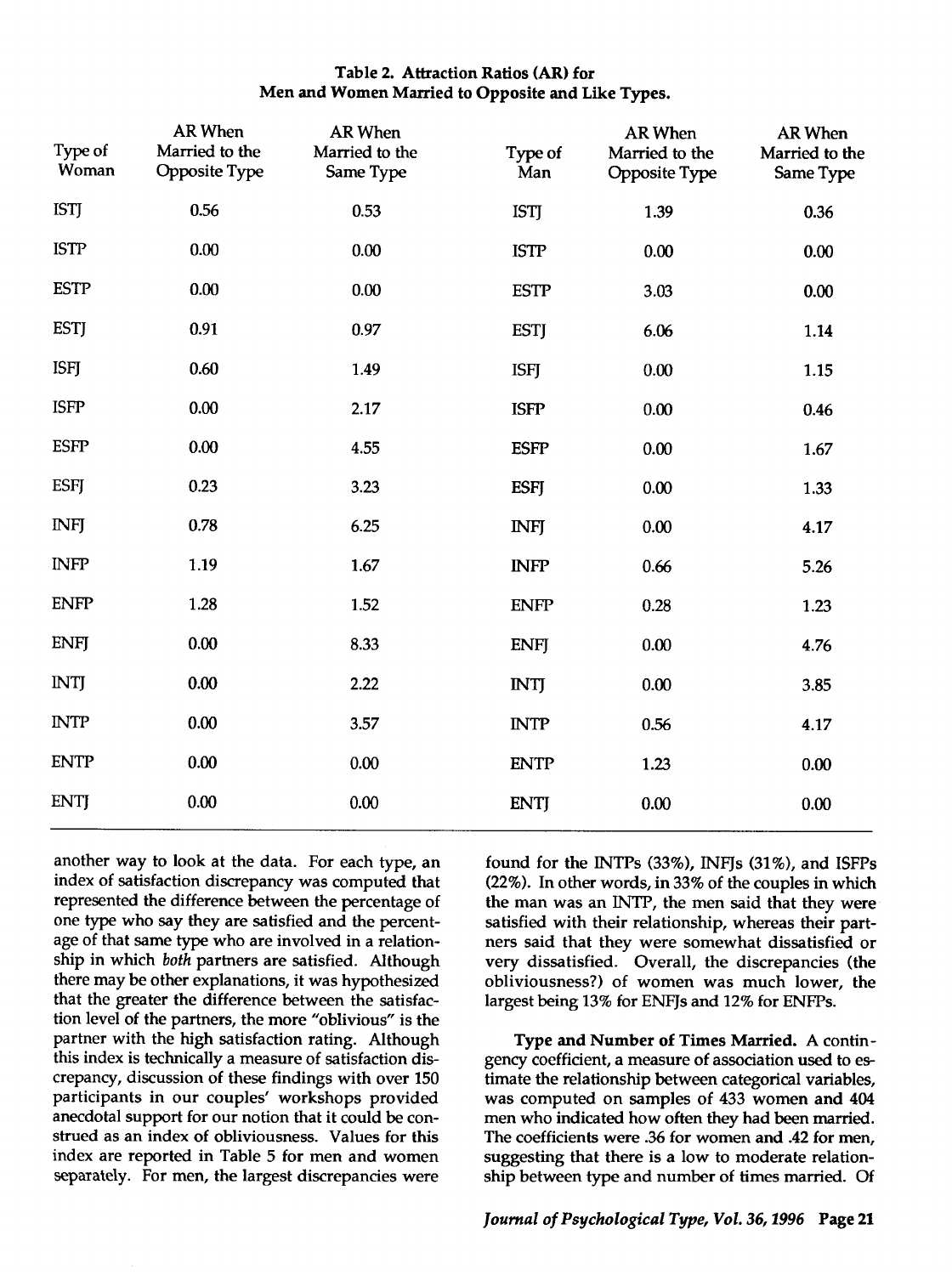**Table 2. Attraction Ratios (AR) for Men and Women Married to Opposite and Like Types.**

| Type of Woman | AR When Married to the Opposite Type | AR When Married to the Same Type | Type of Man | AR When Married to the Opposite Type | AR When Married to the Same Type |
|---|---|---|---|---|---|
| ISTJ | 0.56 | 0.53 | ISTJ | 1.39 | 0.36 |
| ISTP | 0.00 | 0.00 | ISTP | 0.00 | 0.00 |
| ESTP | 0.00 | 0.00 | ESTP | 3.03 | 0.00 |
| ESTJ | 0.91 | 0.97 | ESTJ | 6.06 | 1.14 |
| ISFJ | 0.60 | 1.49 | ISFJ | 0.00 | 1.15 |
| ISFP | 0.00 | 2.17 | ISFP | 0.00 | 0.46 |
| ESFP | 0.00 | 4.55 | ESFP | 0.00 | 1.67 |
| ESFJ | 0.23 | 3.23 | ESFJ | 0.00 | 1.33 |
| INFJ | 0.78 | 6.25 | INFJ | 0.00 | 4.17 |
| INFP | 1.19 | 1.67 | INFP | 0.66 | 5.26 |
| ENFP | 1.28 | 1.52 | ENFP | 0.28 | 1.23 |
| ENFJ | 0.00 | 8.33 | ENFJ | 0.00 | 4.76 |
| INTJ | 0.00 | 2.22 | INTJ | 0.00 | 3.85 |
| INTP | 0.00 | 3.57 | INTP | 0.56 | 4.17 |
| ENTP | 0.00 | 0.00 | ENTP | 1.23 | 0.00 |
| ENTJ | 0.00 | 0.00 | ENTJ | 0.00 | 0.00 |

another way to look at the data. For each type, an index of satisfaction discrepancy was computed that represented the difference between the percentage of one type who say they are satisfied and the percentage of that same type who are involved in a relationship in which *both* partners are satisfied. Although there may be other explanations, it was hypothesized that the greater the difference between the satisfaction level of the partners, the more "oblivious" is the partner with the high satisfaction rating. Although this index is technically a measure of satisfaction discrepancy, discussion of these findings with over 150 participants in our couples' workshops provided anecdotal support for our notion that it could be construed as an index of obliviousness. Values for this index are reported in Table 5 for men and women separately. For men, the largest discrepancies were found for the INTPs (33%), INFJs (31%), and ISFPs (22%). In other words, in 33% of the couples in which the man was an INTP, the men said that they were satisfied with their relationship, whereas their partners said that they were somewhat dissatisfied or very dissatisfied. Overall, the discrepancies (the obliviousness?) of women was much lower, the largest being 13% for ENFJs and 12% for ENFPs.

**Type and Number of Times Married.** A contingency coefficient, a measure of association used to estimate the relationship between categorical variables, was computed on samples of 433 women and 404 men who indicated how often they had been married. The coefficients were .36 for women and .42 for men, suggesting that there is a low to moderate relationship between type and number of times married. Of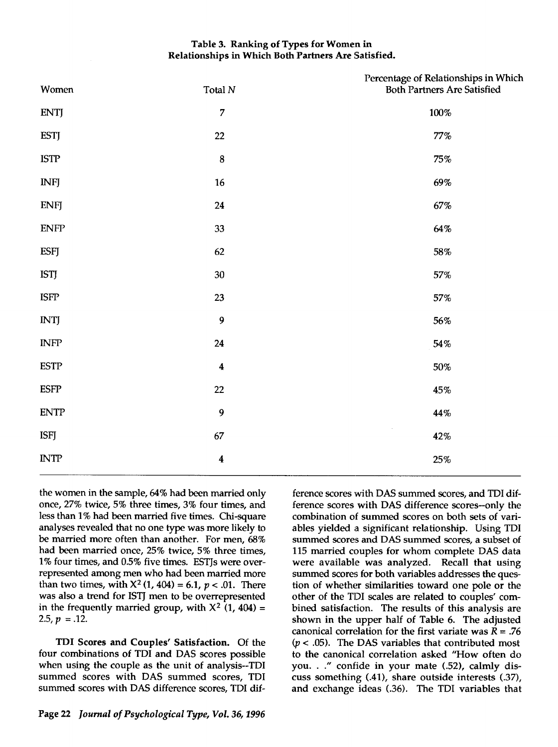**Table 3. Ranking of Types for Women in Relationships in Which Both Partners Are Satisfied.**

| Women | Total $N$ | Percentage of Relationships in Which Both Partners Are Satisfied |
|---|---|---|
| ENTJ | 7 | 100% |
| ESTJ | 22 | 77% |
| ISTP | 8 | 75% |
| INFJ | 16 | 69% |
| ENFJ | 24 | 67% |
| ENFP | 33 | 64% |
| ESFJ | 62 | 58% |
| ISTJ | 30 | 57% |
| ISFP | 23 | 57% |
| INTJ | 9 | 56% |
| INFP | 24 | 54% |
| ESTP | 4 | 50% |
| ESFP | 22 | 45% |
| ENTP | 9 | 44% |
| ISFJ | 67 | 42% |
| INTP | 4 | 25% |

the women in the sample, 64% had been married only once, 27% twice, 5% three times, 3% four times, and less than 1% had been married five times. Chi-square analyses revealed that no one type was more likely to be married more often than another. For men, 68% had been married once, 25% twice, 5% three times, 1% four times, and 0.5% five times. ESTJs were overrepresented among men who had been married more than two times, with $X^2$ (1, 404) = 6.1, $p < .01$. There was also a trend for ISTJ men to be overrepresented in the frequently married group, with $X^2$ (1, 404) = 2.5, $p$ = .12.

**TDI Scores and Couples' Satisfaction.** Of the four combinations of TDI and DAS scores possible when using the couple as the unit of analysis--TDI summed scores with DAS summed scores, TDI summed scores with DAS difference scores, TDI difference scores with DAS summed scores, and TDI difference scores with DAS difference scores--only the combination of summed scores on both sets of variables yielded a significant relationship. Using TDI summed scores and DAS summed scores, a subset of 115 married couples for whom complete DAS data were available was analyzed. Recall that using summed scores for both variables addresses the question of whether similarities toward one pole or the other of the TDI scales are related to couples' combined satisfaction. The results of this analysis are shown in the upper half of Table 6. The adjusted canonical correlation for the first variate was $R = .76$ ($p < .05$). The DAS variables that contributed most to the canonical correlation asked "How often do you. . ." confide in your mate (.52), calmly discuss something (.41), share outside interests (.37), and exchange ideas (.36). The TDI variables that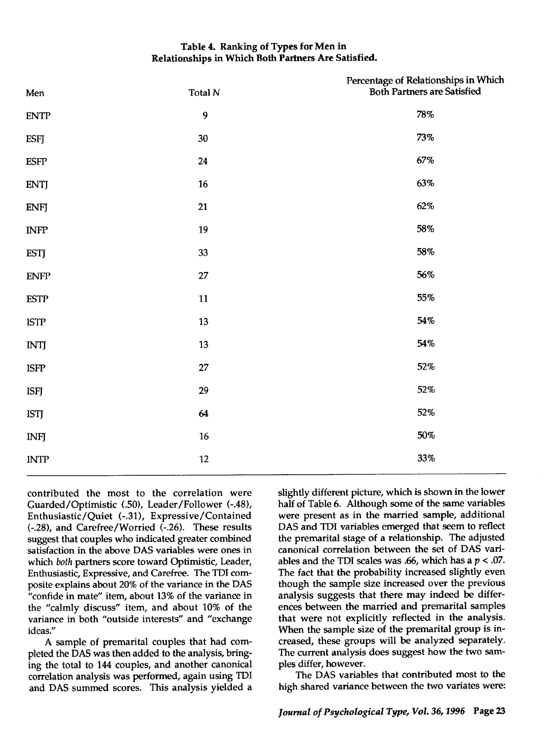**Table 4. Ranking of Types for Men in Relationships in Which Both Partners Are Satisfied.**

| Men | Total *N* | Percentage of Relationships in Which Both Partners are Satisfied |
|---|---|---|
| ENTP | 9 | 78% |
| ESFJ | 30 | 73% |
| ESFP | 24 | 67% |
| ENTJ | 16 | 63% |
| ENFJ | 21 | 62% |
| INFP | 19 | 58% |
| ESTJ | 33 | 58% |
| ENFP | 27 | 56% |
| ESTP | 11 | 55% |
| ISTP | 13 | 54% |
| INTJ | 13 | 54% |
| ISFP | 27 | 52% |
| ISFJ | 29 | 52% |
| ISTJ | 64 | 52% |
| INFJ | 16 | 50% |
| INTP | 12 | 33% |

contributed the most to the correlation were Guarded/Optimistic (.50), Leader/Follower (-.48), Enthusiastic/Quiet (-.31), Expressive/Contained (-.28), and Carefree/Worried (-.26). These results suggest that couples who indicated greater combined satisfaction in the above DAS variables were ones in which *both* partners score toward Optimistic, Leader, Enthusiastic, Expressive, and Carefree. The TDI composite explains about 20% of the variance in the DAS "confide in mate" item, about 13% of the variance in the "calmly discuss" item, and about 10% of the variance in both "outside interests" and "exchange ideas."

A sample of premarital couples that had completed the DAS was then added to the analysis, bringing the total to 144 couples, and another canonical correlation analysis was performed, again using TDI and DAS summed scores. This analysis yielded a slightly different picture, which is shown in the lower half of Table 6. Although some of the same variables were present as in the married sample, additional DAS and TDI variables emerged that seem to reflect the premarital stage of a relationship. The adjusted canonical correlation between the set of DAS variables and the TDI scales was .66, which has a $p < .07$. The fact that the probability increased slightly even though the sample size increased over the previous analysis suggests that there may indeed be differences between the married and premarital samples that were not explicitly reflected in the analysis. When the sample size of the premarital group is increased, these groups will be analyzed separately. The current analysis does suggest how the two samples differ, however.

The DAS variables that contributed most to the high shared variance between the two variates were: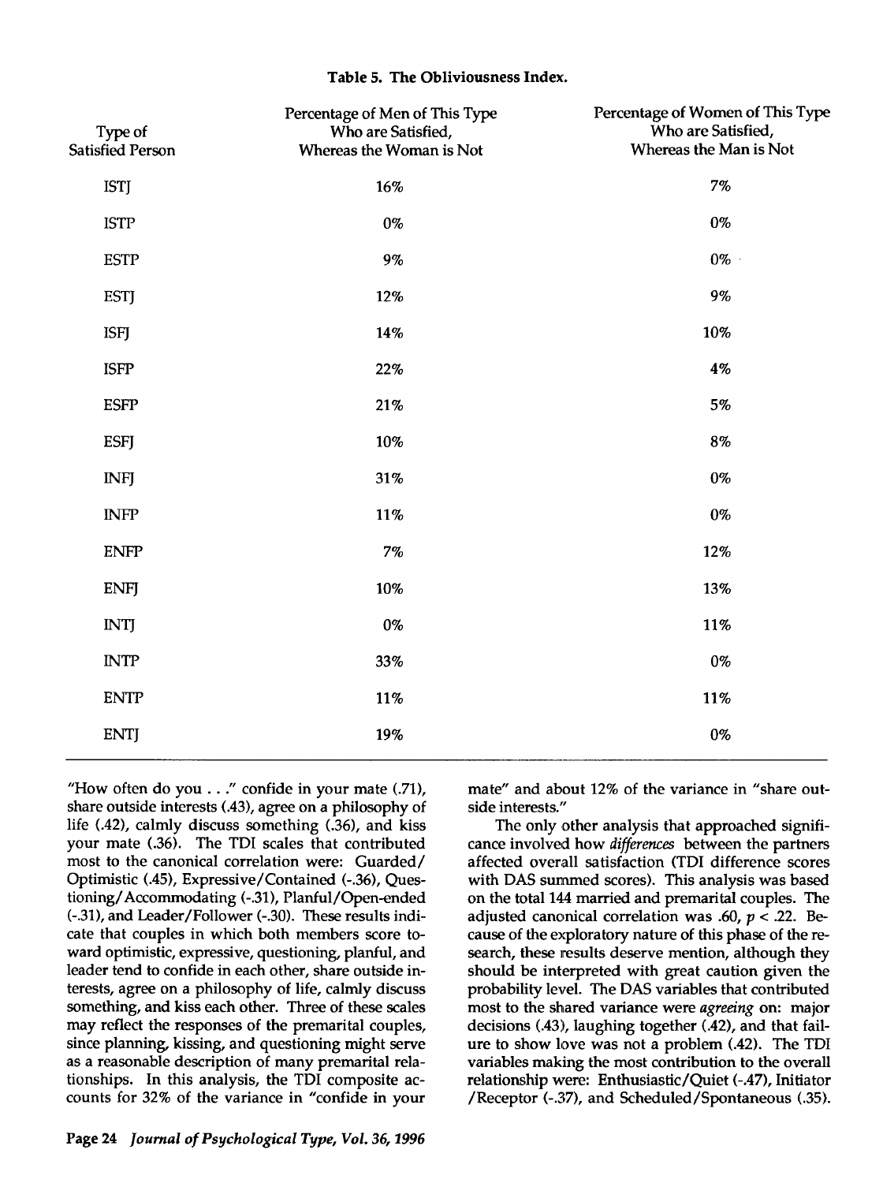**Table 5. The Obliviousness Index.**

| Type of Satisfied Person | Percentage of Men of This Type Who are Satisfied, Whereas the Woman is Not | Percentage of Women of This Type Who are Satisfied, Whereas the Man is Not |
|---|---|---|
| ISTJ | 16% | 7% |
| ISTP | 0% | 0% |
| ESTP | 9% | 0% |
| ESTJ | 12% | 9% |
| ISFJ | 14% | 10% |
| ISFP | 22% | 4% |
| ESFP | 21% | 5% |
| ESFJ | 10% | 8% |
| INFJ | 31% | 0% |
| INFP | 11% | 0% |
| ENFP | 7% | 12% |
| ENFJ | 10% | 13% |
| INTJ | 0% | 11% |
| INTP | 33% | 0% |
| ENTP | 11% | 11% |
| ENTJ | 19% | 0% |

"How often do you . . ." confide in your mate (.71), share outside interests (.43), agree on a philosophy of life (.42), calmly discuss something (.36), and kiss your mate (.36). The TDI scales that contributed most to the canonical correlation were: Guarded/Optimistic (.45), Expressive/Contained (-.36), Questioning/Accommodating (-.31), Planful/Open-ended (-.31), and Leader/Follower (-.30). These results indicate that couples in which both members score toward optimistic, expressive, questioning, planful, and leader tend to confide in each other, share outside interests, agree on a philosophy of life, calmly discuss something, and kiss each other. Three of these scales may reflect the responses of the premarital couples, since planning, kissing, and questioning might serve as a reasonable description of many premarital relationships. In this analysis, the TDI composite accounts for 32% of the variance in "confide in your mate" and about 12% of the variance in "share outside interests."

The only other analysis that approached significance involved how *differences* between the partners affected overall satisfaction (TDI difference scores with DAS summed scores). This analysis was based on the total 144 married and premarital couples. The adjusted canonical correlation was .60, $p < .22$. Because of the exploratory nature of this phase of the research, these results deserve mention, although they should be interpreted with great caution given the probability level. The DAS variables that contributed most to the shared variance were *agreeing* on: major decisions (.43), laughing together (.42), and that failure to show love was not a problem (.42). The TDI variables making the most contribution to the overall relationship were: Enthusiastic/Quiet (-.47), Initiator/Receptor (-.37), and Scheduled/Spontaneous (.35).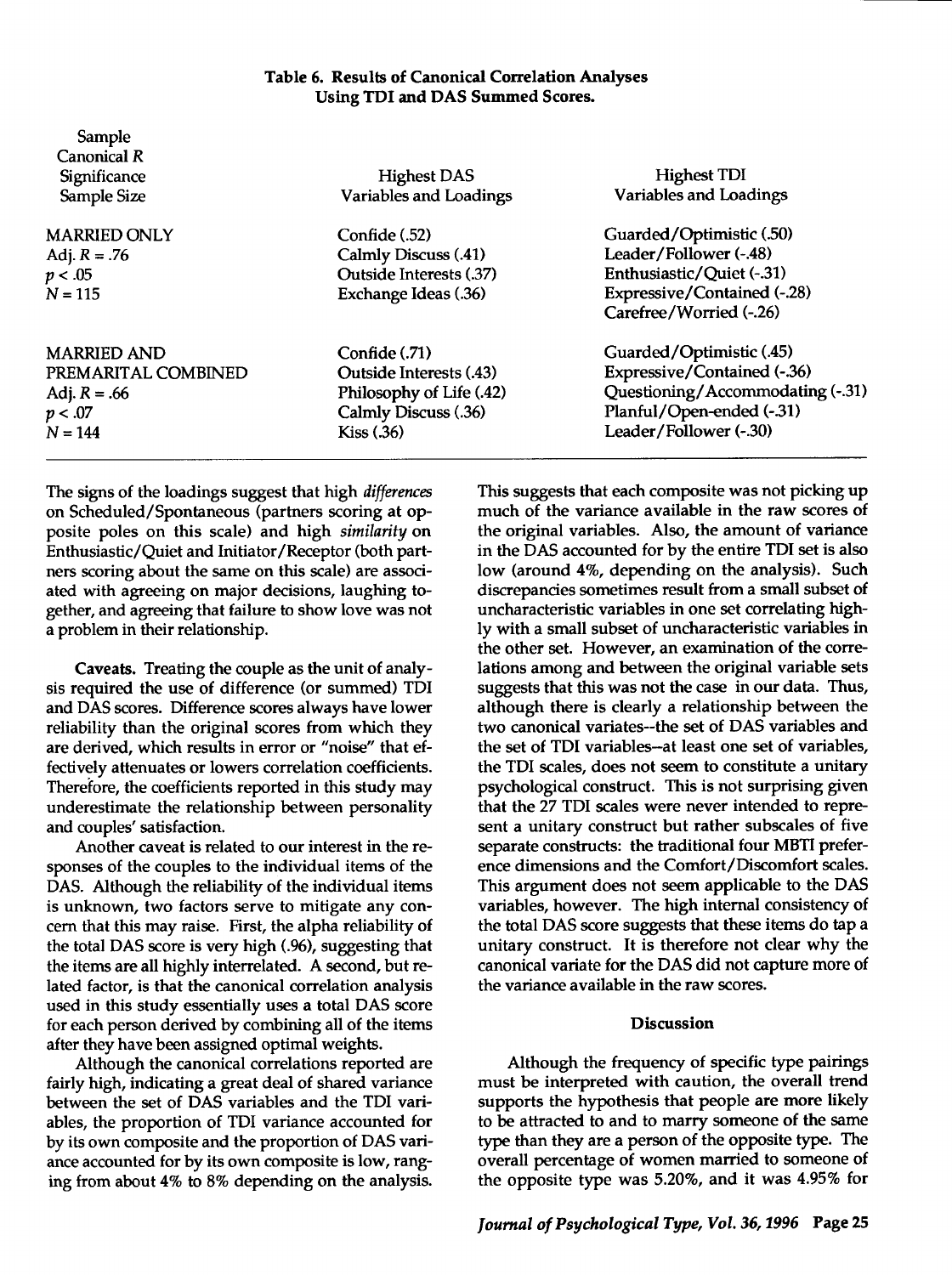**Table 6. Results of Canonical Correlation Analyses Using TDI and DAS Summed Scores.**

| Sample<br>Canonical $R$<br>Significance<br>Sample Size | Highest DAS<br>Variables and Loadings | Highest TDI<br>Variables and Loadings |
|---|---|---|
| MARRIED ONLY<br>Adj. $R = .76$<br>$p < .05$<br>$N = 115$ | Confide (.52)<br>Calmly Discuss (.41)<br>Outside Interests (.37)<br>Exchange Ideas (.36) | Guarded/Optimistic (.50)<br>Leader/Follower (-.48)<br>Enthusiastic/Quiet (-.31)<br>Expressive/Contained (-.28)<br>Carefree/Worried (-.26) |
| MARRIED AND PREMARITAL COMBINED<br>Adj. $R = .66$<br>$p < .07$<br>$N = 144$ | Confide (.71)<br>Outside Interests (.43)<br>Philosophy of Life (.42)<br>Calmly Discuss (.36)<br>Kiss (.36) | Guarded/Optimistic (.45)<br>Expressive/Contained (-.36)<br>Questioning/Accommodating (-.31)<br>Planful/Open-ended (-.31)<br>Leader/Follower (-.30) |

The signs of the loadings suggest that high *differences* on Scheduled/Spontaneous (partners scoring at opposite poles on this scale) and high *similarity* on Enthusiastic/Quiet and Initiator/Receptor (both partners scoring about the same on this scale) are associated with agreeing on major decisions, laughing together, and agreeing that failure to show love was not a problem in their relationship.

**Caveats.** Treating the couple as the unit of analysis required the use of difference (or summed) TDI and DAS scores. Difference scores always have lower reliability than the original scores from which they are derived, which results in error or "noise" that effectively attenuates or lowers correlation coefficients. Therefore, the coefficients reported in this study may underestimate the relationship between personality and couples' satisfaction.

Another caveat is related to our interest in the responses of the couples to the individual items of the DAS. Although the reliability of the individual items is unknown, two factors serve to mitigate any concern that this may raise. First, the alpha reliability of the total DAS score is very high (.96), suggesting that the items are all highly interrelated. A second, but related factor, is that the canonical correlation analysis used in this study essentially uses a total DAS score for each person derived by combining all of the items after they have been assigned optimal weights.

Although the canonical correlations reported are fairly high, indicating a great deal of shared variance between the set of DAS variables and the TDI variables, the proportion of TDI variance accounted for by its own composite and the proportion of DAS variance accounted for by its own composite is low, ranging from about 4% to 8% depending on the analysis. This suggests that each composite was not picking up much of the variance available in the raw scores of the original variables. Also, the amount of variance in the DAS accounted for by the entire TDI set is also low (around 4%, depending on the analysis). Such discrepancies sometimes result from a small subset of uncharacteristic variables in one set correlating highly with a small subset of uncharacteristic variables in the other set. However, an examination of the correlations among and between the original variable sets suggests that this was not the case in our data. Thus, although there is clearly a relationship between the two canonical variates--the set of DAS variables and the set of TDI variables--at least one set of variables, the TDI scales, does not seem to constitute a unitary psychological construct. This is not surprising given that the 27 TDI scales were never intended to represent a unitary construct but rather subscales of five separate constructs: the traditional four MBTI preference dimensions and the Comfort/Discomfort scales. This argument does not seem applicable to the DAS variables, however. The high internal consistency of the total DAS score suggests that these items do tap a unitary construct. It is therefore not clear why the canonical variate for the DAS did not capture more of the variance available in the raw scores.

## Discussion

Although the frequency of specific type pairings must be interpreted with caution, the overall trend supports the hypothesis that people are more likely to be attracted to and to marry someone of the same type than they are a person of the opposite type. The overall percentage of women married to someone of the opposite type was 5.20%, and it was 4.95% for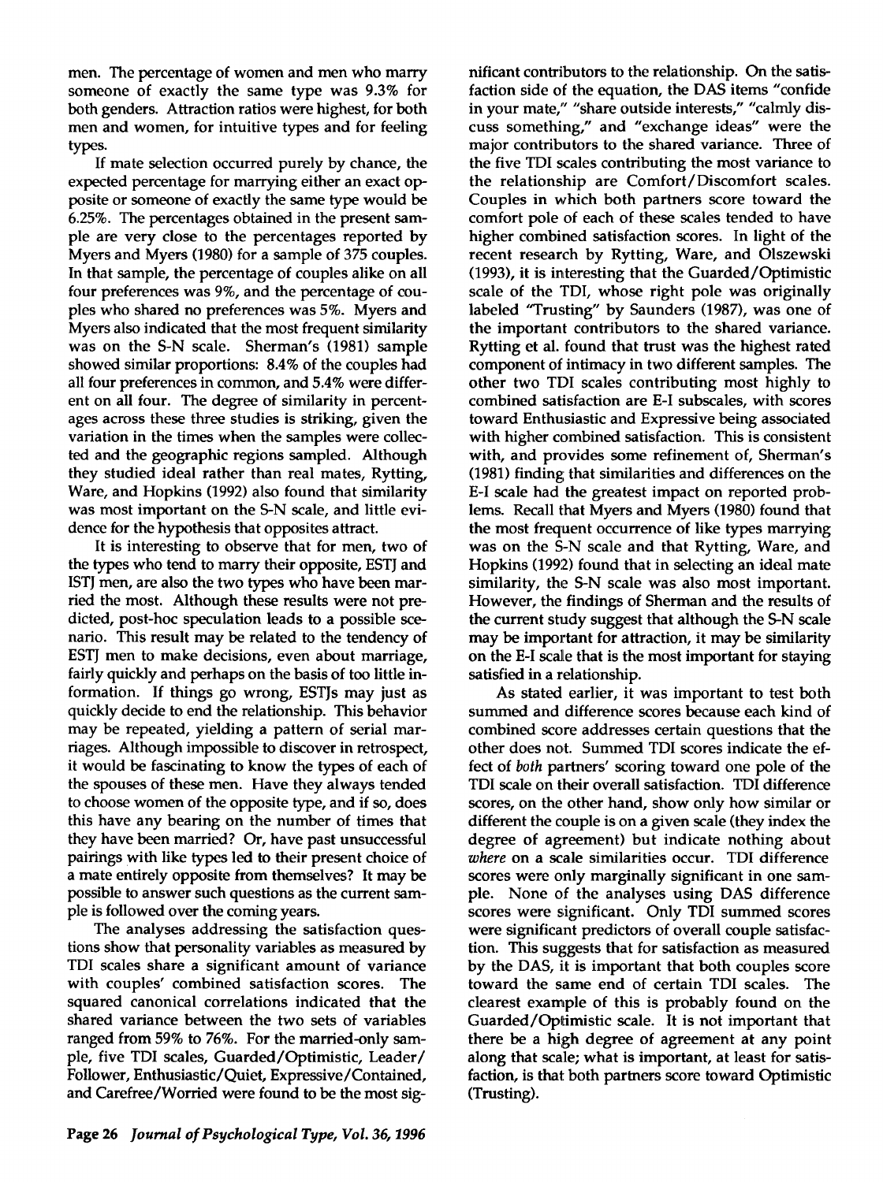men. The percentage of women and men who marry someone of exactly the same type was 9.3% for both genders. Attraction ratios were highest, for both men and women, for intuitive types and for feeling types.

If mate selection occurred purely by chance, the expected percentage for marrying either an exact opposite or someone of exactly the same type would be 6.25%. The percentages obtained in the present sample are very close to the percentages reported by Myers and Myers (1980) for a sample of 375 couples. In that sample, the percentage of couples alike on all four preferences was 9%, and the percentage of couples who shared no preferences was 5%. Myers and Myers also indicated that the most frequent similarity was on the S-N scale. Sherman's (1981) sample showed similar proportions: 8.4% of the couples had all four preferences in common, and 5.4% were different on all four. The degree of similarity in percentages across these three studies is striking, given the variation in the times when the samples were collected and the geographic regions sampled. Although they studied ideal rather than real mates, Rytting, Ware, and Hopkins (1992) also found that similarity was most important on the S-N scale, and little evidence for the hypothesis that opposites attract.

It is interesting to observe that for men, two of the types who tend to marry their opposite, ESTJ and ISTJ men, are also the two types who have been married the most. Although these results were not predicted, post-hoc speculation leads to a possible scenario. This result may be related to the tendency of ESTJ men to make decisions, even about marriage, fairly quickly and perhaps on the basis of too little information. If things go wrong, ESTJs may just as quickly decide to end the relationship. This behavior may be repeated, yielding a pattern of serial marriages. Although impossible to discover in retrospect, it would be fascinating to know the types of each of the spouses of these men. Have they always tended to choose women of the opposite type, and if so, does this have any bearing on the number of times that they have been married? Or, have past unsuccessful pairings with like types led to their present choice of a mate entirely opposite from themselves? It may be possible to answer such questions as the current sample is followed over the coming years.

The analyses addressing the satisfaction questions show that personality variables as measured by TDI scales share a significant amount of variance with couples' combined satisfaction scores. The squared canonical correlations indicated that the shared variance between the two sets of variables ranged from 59% to 76%. For the married-only sample, five TDI scales, Guarded/Optimistic, Leader/Follower, Enthusiastic/Quiet, Expressive/Contained, and Carefree/Worried were found to be the most significant contributors to the relationship. On the satisfaction side of the equation, the DAS items "confide in your mate," "share outside interests," "calmly discuss something," and "exchange ideas" were the major contributors to the shared variance. Three of the five TDI scales contributing the most variance to the relationship are Comfort/Discomfort scales. Couples in which both partners score toward the comfort pole of each of these scales tended to have higher combined satisfaction scores. In light of the recent research by Rytting, Ware, and Olszewski (1993), it is interesting that the Guarded/Optimistic scale of the TDI, whose right pole was originally labeled "Trusting" by Saunders (1987), was one of the important contributors to the shared variance. Rytting et al. found that trust was the highest rated component of intimacy in two different samples. The other two TDI scales contributing most highly to combined satisfaction are E-I subscales, with scores toward Enthusiastic and Expressive being associated with higher combined satisfaction. This is consistent with, and provides some refinement of, Sherman's (1981) finding that similarities and differences on the E-I scale had the greatest impact on reported problems. Recall that Myers and Myers (1980) found that the most frequent occurrence of like types marrying was on the S-N scale and that Rytting, Ware, and Hopkins (1992) found that in selecting an ideal mate similarity, the S-N scale was also most important. However, the findings of Sherman and the results of the current study suggest that although the S-N scale may be important for attraction, it may be similarity on the E-I scale that is the most important for staying satisfied in a relationship.

As stated earlier, it was important to test both summed and difference scores because each kind of combined score addresses certain questions that the other does not. Summed TDI scores indicate the effect of *both* partners' scoring toward one pole of the TDI scale on their overall satisfaction. TDI difference scores, on the other hand, show only how similar or different the couple is on a given scale (they index the degree of agreement) but indicate nothing about *where* on a scale similarities occur. TDI difference scores were only marginally significant in one sample. None of the analyses using DAS difference scores were significant. Only TDI summed scores were significant predictors of overall couple satisfaction. This suggests that for satisfaction as measured by the DAS, it is important that both couples score toward the same end of certain TDI scales. The clearest example of this is probably found on the Guarded/Optimistic scale. It is not important that there be a high degree of agreement at any point along that scale; what is important, at least for satisfaction, is that both partners score toward Optimistic (Trusting).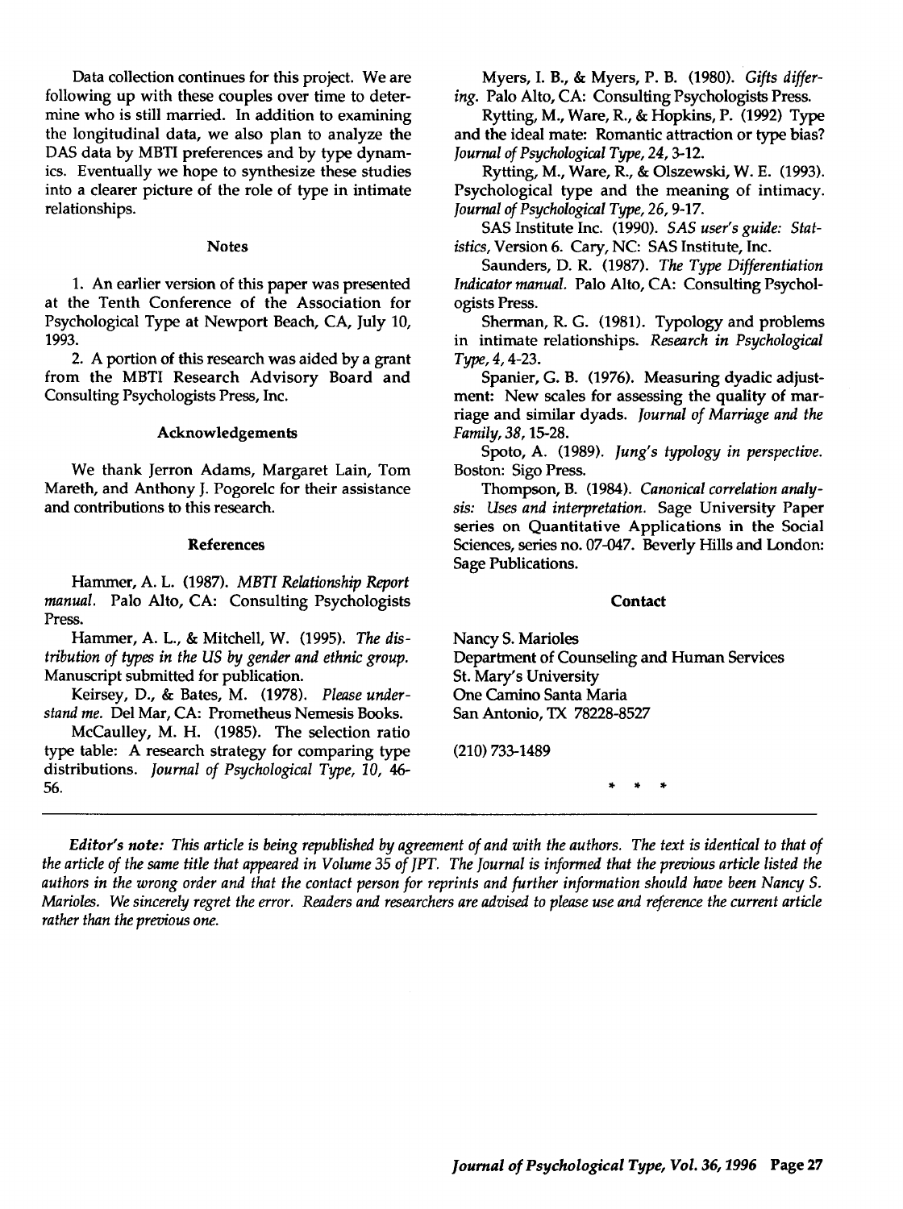Data collection continues for this project. We are following up with these couples over time to determine who is still married. In addition to examining the longitudinal data, we also plan to analyze the DAS data by MBTI preferences and by type dynamics. Eventually we hope to synthesize these studies into a clearer picture of the role of type in intimate relationships.

### Notes

1. An earlier version of this paper was presented at the Tenth Conference of the Association for Psychological Type at Newport Beach, CA, July 10, 1993.

2. A portion of this research was aided by a grant from the MBTI Research Advisory Board and Consulting Psychologists Press, Inc.

### Acknowledgements

We thank Jerron Adams, Margaret Lain, Tom Mareth, and Anthony J. Pogorelc for their assistance and contributions to this research.

### References

Hammer, A. L. (1987). *MBTI Relationship Report manual.* Palo Alto, CA: Consulting Psychologists Press.

Hammer, A. L., & Mitchell, W. (1995). *The distribution of types in the US by gender and ethnic group.* Manuscript submitted for publication.

Keirsey, D., & Bates, M. (1978). *Please understand me.* Del Mar, CA: Prometheus Nemesis Books.

McCaulley, M. H. (1985). The selection ratio type table: A research strategy for comparing type distributions. *Journal of Psychological Type, 10,* 46-56.

Myers, I. B., & Myers, P. B. (1980). *Gifts differing.* Palo Alto, CA: Consulting Psychologists Press.

Rytting, M., Ware, R., & Hopkins, P. (1992) Type and the ideal mate: Romantic attraction or type bias? *Journal of Psychological Type, 24,* 3-12.

Rytting, M., Ware, R., & Olszewski, W. E. (1993). Psychological type and the meaning of intimacy. *Journal of Psychological Type, 26,* 9-17.

SAS Institute Inc. (1990). *SAS user's guide: Statistics,* Version 6. Cary, NC: SAS Institute, Inc.

Saunders, D. R. (1987). *The Type Differentiation Indicator manual.* Palo Alto, CA: Consulting Psychologists Press.

Sherman, R. G. (1981). Typology and problems in intimate relationships. *Research in Psychological Type, 4,* 4-23.

Spanier, G. B. (1976). Measuring dyadic adjustment: New scales for assessing the quality of marriage and similar dyads. *Journal of Marriage and the Family, 38,* 15-28.

Spoto, A. (1989). *Jung's typology in perspective.* Boston: Sigo Press.

Thompson, B. (1984). *Canonical correlation analysis: Uses and interpretation.* Sage University Paper series on Quantitative Applications in the Social Sciences, series no. 07-047. Beverly Hills and London: Sage Publications.

### Contact

Nancy S. Marioles
Department of Counseling and Human Services
St. Mary's University
One Camino Santa Maria
San Antonio, TX 78228-8527

(210) 733-1489

\* \* \*

*Editor's note: This article is being republished by agreement of and with the authors. The text is identical to that of the article of the same title that appeared in Volume 35 of JPT. The Journal is informed that the previous article listed the authors in the wrong order and that the contact person for reprints and further information should have been Nancy S. Marioles. We sincerely regret the error. Readers and researchers are advised to please use and reference the current article rather than the previous one.*